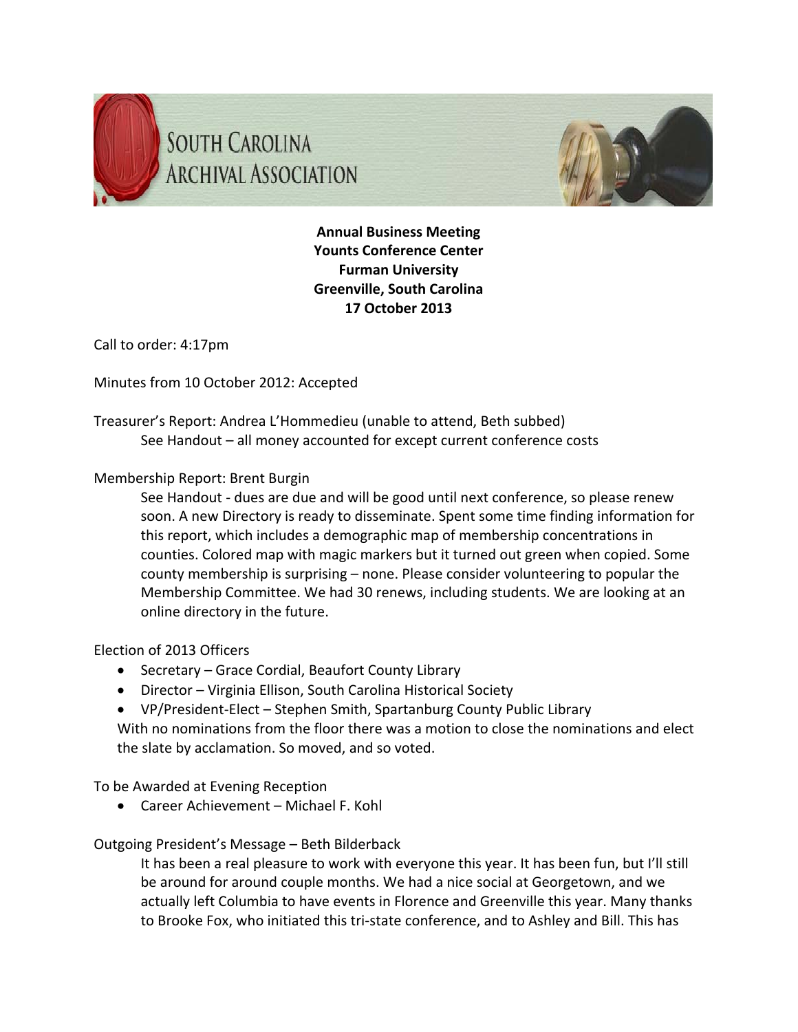# South Carolina Archival Association

**Annual Business Meeting**
**Younts Conference Center**
**Furman University**
**Greenville, South Carolina**
**17 October 2013**

Call to order: 4:17pm

Minutes from 10 October 2012: Accepted

Treasurer's Report: Andrea L'Hommedieu (unable to attend, Beth subbed)

> See Handout – all money accounted for except current conference costs

Membership Report: Brent Burgin

> See Handout - dues are due and will be good until next conference, so please renew soon. A new Directory is ready to disseminate. Spent some time finding information for this report, which includes a demographic map of membership concentrations in counties. Colored map with magic markers but it turned out green when copied. Some county membership is surprising – none. Please consider volunteering to popular the Membership Committee. We had 30 renews, including students. We are looking at an online directory in the future.

Election of 2013 Officers

- Secretary – Grace Cordial, Beaufort County Library
- Director – Virginia Ellison, South Carolina Historical Society
- VP/President-Elect – Stephen Smith, Spartanburg County Public Library

With no nominations from the floor there was a motion to close the nominations and elect the slate by acclamation. So moved, and so voted.

To be Awarded at Evening Reception

- Career Achievement – Michael F. Kohl

Outgoing President's Message – Beth Bilderback

> It has been a real pleasure to work with everyone this year. It has been fun, but I'll still be around for around couple months. We had a nice social at Georgetown, and we actually left Columbia to have events in Florence and Greenville this year. Many thanks to Brooke Fox, who initiated this tri-state conference, and to Ashley and Bill. This has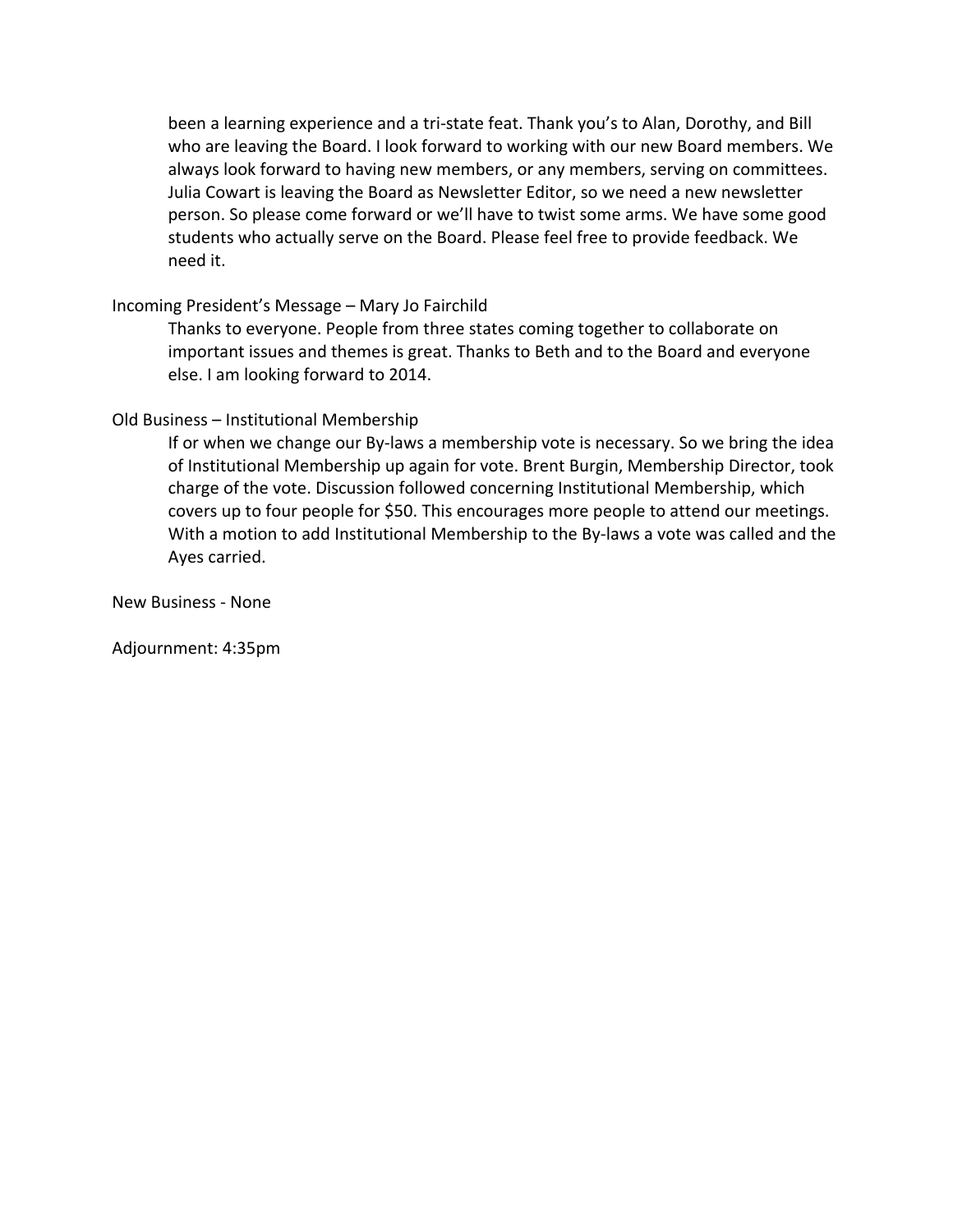been a learning experience and a tri-state feat. Thank you's to Alan, Dorothy, and Bill who are leaving the Board. I look forward to working with our new Board members. We always look forward to having new members, or any members, serving on committees. Julia Cowart is leaving the Board as Newsletter Editor, so we need a new newsletter person. So please come forward or we'll have to twist some arms. We have some good students who actually serve on the Board. Please feel free to provide feedback. We need it.

Incoming President's Message – Mary Jo Fairchild

Thanks to everyone. People from three states coming together to collaborate on important issues and themes is great. Thanks to Beth and to the Board and everyone else. I am looking forward to 2014.

Old Business – Institutional Membership

If or when we change our By-laws a membership vote is necessary. So we bring the idea of Institutional Membership up again for vote. Brent Burgin, Membership Director, took charge of the vote. Discussion followed concerning Institutional Membership, which covers up to four people for $50. This encourages more people to attend our meetings. With a motion to add Institutional Membership to the By-laws a vote was called and the Ayes carried.

New Business - None

Adjournment: 4:35pm